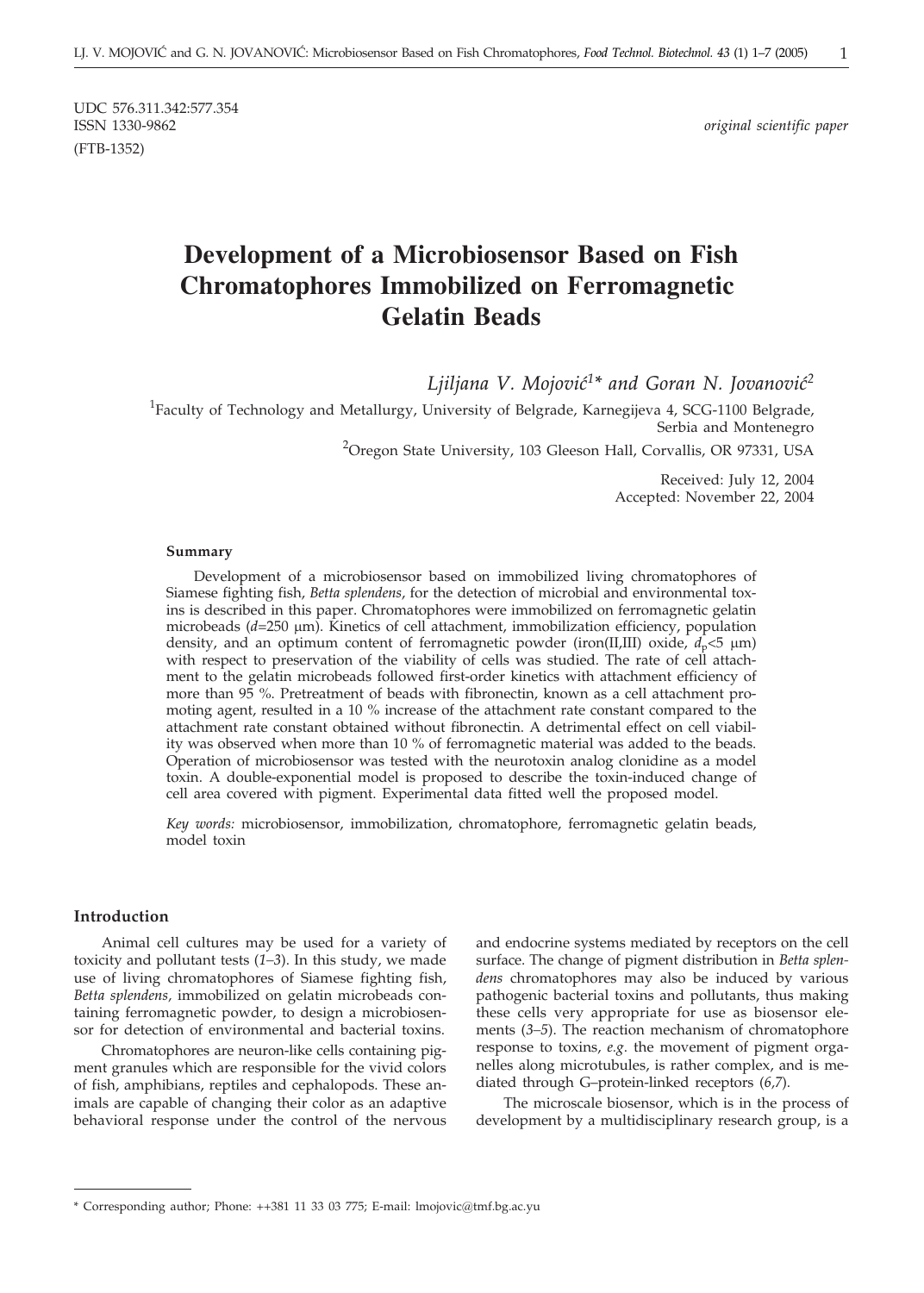UDC 576.311.342:577.354
ISSN 1330-9862
(FTB-1352)

*original scientific paper*

# Development of a Microbiosensor Based on Fish Chromatophores Immobilized on Ferromagnetic Gelatin Beads

*Ljiljana V. Mojović[1]\* and Goran N. Jovanović[2]*

[1]Faculty of Technology and Metallurgy, University of Belgrade, Karnegijeva 4, SCG-1100 Belgrade, Serbia and Montenegro

[2]Oregon State University, 103 Gleeson Hall, Corvallis, OR 97331, USA

Received: July 12, 2004
Accepted: November 22, 2004

### Summary

Development of a microbiosensor based on immobilized living chromatophores of Siamese fighting fish, *Betta splendens*, for the detection of microbial and environmental toxins is described in this paper. Chromatophores were immobilized on ferromagnetic gelatin microbeads ($d$=250 μm). Kinetics of cell attachment, immobilization efficiency, population density, and an optimum content of ferromagnetic powder (iron(II,III) oxide, $d_p$<5 μm) with respect to preservation of the viability of cells was studied. The rate of cell attachment to the gelatin microbeads followed first-order kinetics with attachment efficiency of more than 95 %. Pretreatment of beads with fibronectin, known as a cell attachment promoting agent, resulted in a 10 % increase of the attachment rate constant compared to the attachment rate constant obtained without fibronectin. A detrimental effect on cell viability was observed when more than 10 % of ferromagnetic material was added to the beads. Operation of microbiosensor was tested with the neurotoxin analog clonidine as a model toxin. A double-exponential model is proposed to describe the toxin-induced change of cell area covered with pigment. Experimental data fitted well the proposed model.

*Key words:* microbiosensor, immobilization, chromatophore, ferromagnetic gelatin beads, model toxin

## Introduction

Animal cell cultures may be used for a variety of toxicity and pollutant tests (*1–3*). In this study, we made use of living chromatophores of Siamese fighting fish, *Betta splendens*, immobilized on gelatin microbeads containing ferromagnetic powder, to design a microbiosensor for detection of environmental and bacterial toxins.

Chromatophores are neuron-like cells containing pigment granules which are responsible for the vivid colors of fish, amphibians, reptiles and cephalopods. These animals are capable of changing their color as an adaptive behavioral response under the control of the nervous and endocrine systems mediated by receptors on the cell surface. The change of pigment distribution in *Betta splendens* chromatophores may also be induced by various pathogenic bacterial toxins and pollutants, thus making these cells very appropriate for use as biosensor elements (*3–5*). The reaction mechanism of chromatophore response to toxins, *e.g.* the movement of pigment organelles along microtubules, is rather complex, and is mediated through G–protein-linked receptors (*6,7*).

The microscale biosensor, which is in the process of development by a multidisciplinary research group, is a

\* Corresponding author; Phone: ++381 11 33 03 775; E-mail: lmojovic@tmf.bg.ac.yu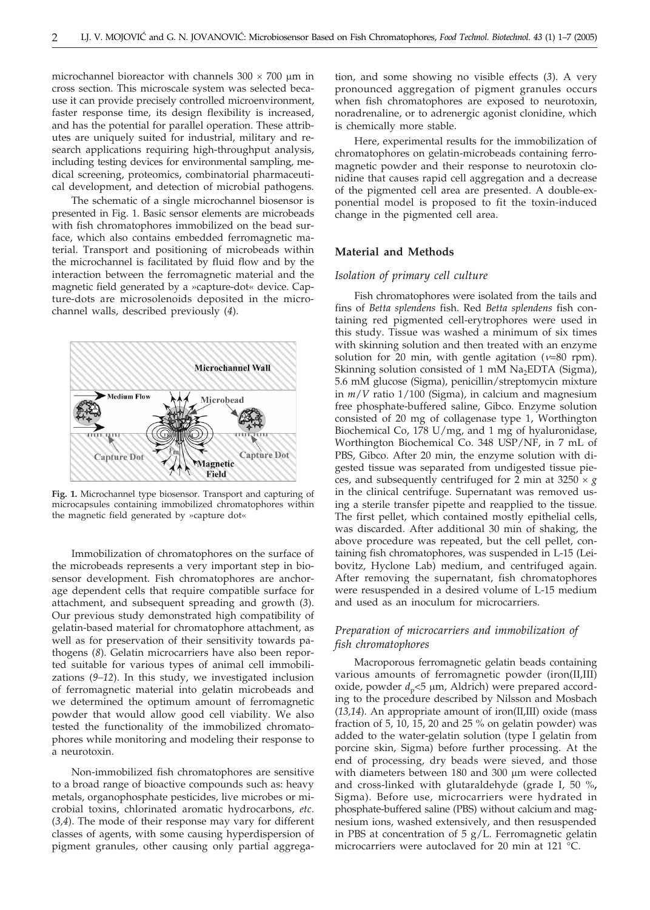microchannel bioreactor with channels 300 × 700 μm in cross section. This microscale system was selected because it can provide precisely controlled microenvironment, faster response time, its design flexibility is increased, and has the potential for parallel operation. These attributes are uniquely suited for industrial, military and research applications requiring high-throughput analysis, including testing devices for environmental sampling, medical screening, proteomics, combinatorial pharmaceutical development, and detection of microbial pathogens.

The schematic of a single microchannel biosensor is presented in Fig. 1. Basic sensor elements are microbeads with fish chromatophores immobilized on the bead surface, which also contains embedded ferromagnetic material. Transport and positioning of microbeads within the microchannel is facilitated by fluid flow and by the interaction between the ferromagnetic material and the magnetic field generated by a »capture-dot« device. Capture-dots are microsolenoids deposited in the microchannel walls, described previously (*4*).

**Fig. 1.** Microchannel type biosensor. Transport and capturing of microcapsules containing immobilized chromatophores within the magnetic field generated by »capture dot«

Immobilization of chromatophores on the surface of the microbeads represents a very important step in biosensor development. Fish chromatophores are anchorage dependent cells that require compatible surface for attachment, and subsequent spreading and growth (*3*). Our previous study demonstrated high compatibility of gelatin-based material for chromatophore attachment, as well as for preservation of their sensitivity towards pathogens (*8*). Gelatin microcarriers have also been reported suitable for various types of animal cell immobilizations (*9–12*). In this study, we investigated inclusion of ferromagnetic material into gelatin microbeads and we determined the optimum amount of ferromagnetic powder that would allow good cell viability. We also tested the functionality of the immobilized chromatophores while monitoring and modeling their response to a neurotoxin.

Non-immobilized fish chromatophores are sensitive to a broad range of bioactive compounds such as: heavy metals, organophosphate pesticides, live microbes or microbial toxins, chlorinated aromatic hydrocarbons, *etc*. (*3,4*). The mode of their response may vary for different classes of agents, with some causing hyperdispersion of pigment granules, other causing only partial aggregation, and some showing no visible effects (*3*). A very pronounced aggregation of pigment granules occurs when fish chromatophores are exposed to neurotoxin, noradrenaline, or to adrenergic agonist clonidine, which is chemically more stable.

Here, experimental results for the immobilization of chromatophores on gelatin-microbeads containing ferromagnetic powder and their response to neurotoxin clonidine that causes rapid cell aggregation and a decrease of the pigmented cell area are presented. A double-exponential model is proposed to fit the toxin-induced change in the pigmented cell area.

## Material and Methods

### *Isolation of primary cell culture*

Fish chromatophores were isolated from the tails and fins of *Betta splendens* fish. Red *Betta splendens* fish containing red pigmented cell-erytrophores were used in this study. Tissue was washed a minimum of six times with skinning solution and then treated with an enzyme solution for 20 min, with gentle agitation ($\nu$=80 rpm). Skinning solution consisted of 1 mM $Na_2EDTA$ (Sigma), 5.6 mM glucose (Sigma), penicillin/streptomycin mixture in $m/V$ ratio 1/100 (Sigma), in calcium and magnesium free phosphate-buffered saline, Gibco. Enzyme solution consisted of 20 mg of collagenase type 1, Worthington Biochemical Co, 178 U/mg, and 1 mg of hyaluronidase, Worthington Biochemical Co. 348 USP/NF, in 7 mL of PBS, Gibco. After 20 min, the enzyme solution with digested tissue was separated from undigested tissue pieces, and subsequently centrifuged for 2 min at 3250 × *g* in the clinical centrifuge. Supernatant was removed using a sterile transfer pipette and reapplied to the tissue. The first pellet, which contained mostly epithelial cells, was discarded. After additional 30 min of shaking, the above procedure was repeated, but the cell pellet, containing fish chromatophores, was suspended in L-15 (Leibovitz, Hyclone Lab) medium, and centrifuged again. After removing the supernatant, fish chromatophores were resuspended in a desired volume of L-15 medium and used as an inoculum for microcarriers.

### *Preparation of microcarriers and immobilization of fish chromatophores*

Macroporous ferromagnetic gelatin beads containing various amounts of ferromagnetic powder (iron(II,III) oxide, powder $d_p$<5 μm, Aldrich) were prepared according to the procedure described by Nilsson and Mosbach (*13,14*). An appropriate amount of iron(II,III) oxide (mass fraction of 5, 10, 15, 20 and 25 % on gelatin powder) was added to the water-gelatin solution (type I gelatin from porcine skin, Sigma) before further processing. At the end of processing, dry beads were sieved, and those with diameters between 180 and 300 μm were collected and cross-linked with glutaraldehyde (grade I, 50 %, Sigma). Before use, microcarriers were hydrated in phosphate-buffered saline (PBS) without calcium and magnesium ions, washed extensively, and then resuspended in PBS at concentration of 5 g/L. Ferromagnetic gelatin microcarriers were autoclaved for 20 min at 121 °C.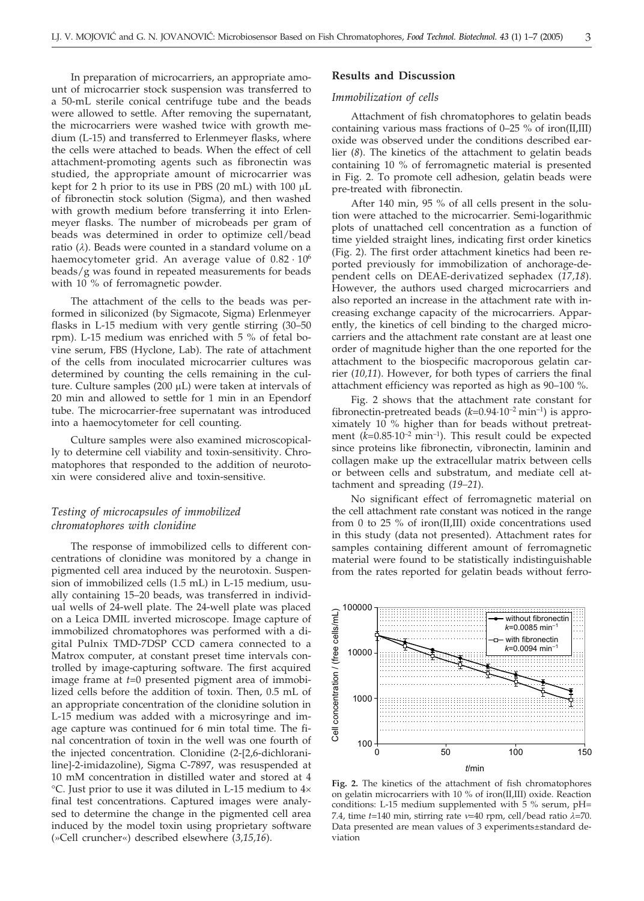In preparation of microcarriers, an appropriate amount of microcarrier stock suspension was transferred to a 50-mL sterile conical centrifuge tube and the beads were allowed to settle. After removing the supernatant, the microcarriers were washed twice with growth medium (L-15) and transferred to Erlenmeyer flasks, where the cells were attached to beads. When the effect of cell attachment-promoting agents such as fibronectin was studied, the appropriate amount of microcarrier was kept for 2 h prior to its use in PBS (20 mL) with 100 μL of fibronectin stock solution (Sigma), and then washed with growth medium before transferring it into Erlenmeyer flasks. The number of microbeads per gram of beads was determined in order to optimize cell/bead ratio ($\lambda$). Beads were counted in a standard volume on a haemocytometer grid. An average value of $0.82 \cdot 10^6$ beads/g was found in repeated measurements for beads with 10 % of ferromagnetic powder.

The attachment of the cells to the beads was performed in siliconized (by Sigmacote, Sigma) Erlenmeyer flasks in L-15 medium with very gentle stirring (30–50 rpm). L-15 medium was enriched with 5 % of fetal bovine serum, FBS (Hyclone, Lab). The rate of attachment of the cells from inoculated microcarrier cultures was determined by counting the cells remaining in the culture. Culture samples (200 μL) were taken at intervals of 20 min and allowed to settle for 1 min in an Ependorf tube. The microcarrier-free supernatant was introduced into a haemocytometer for cell counting.

Culture samples were also examined microscopically to determine cell viability and toxin-sensitivity. Chromatophores that responded to the addition of neurotoxin were considered alive and toxin-sensitive.

### *Testing of microcapsules of immobilized chromatophores with clonidine*

The response of immobilized cells to different concentrations of clonidine was monitored by a change in pigmented cell area induced by the neurotoxin. Suspension of immobilized cells (1.5 mL) in L-15 medium, usually containing 15–20 beads, was transferred in individual wells of 24-well plate. The 24-well plate was placed on a Leica DMIL inverted microscope. Image capture of immobilized chromatophores was performed with a digital Pulnix TMD-7DSP CCD camera connected to a Matrox computer, at constant preset time intervals controlled by image-capturing software. The first acquired image frame at $t$=0 presented pigment area of immobilized cells before the addition of toxin. Then, 0.5 mL of an appropriate concentration of the clonidine solution in L-15 medium was added with a microsyringe and image capture was continued for 6 min total time. The final concentration of toxin in the well was one fourth of the injected concentration. Clonidine (2-[2,6-dichloraniline]-2-imidazoline), Sigma C-7897, was resuspended at 10 mM concentration in distilled water and stored at 4 °C. Just prior to use it was diluted in L-15 medium to 4× final test concentrations. Captured images were analysed to determine the change in the pigmented cell area induced by the model toxin using proprietary software (»Cell cruncher«) described elsewhere (*3,15,16*).

## Results and Discussion

### *Immobilization of cells*

Attachment of fish chromatophores to gelatin beads containing various mass fractions of 0–25 % of iron(II,III) oxide was observed under the conditions described earlier (*8*). The kinetics of the attachment to gelatin beads containing 10 % of ferromagnetic material is presented in Fig. 2. To promote cell adhesion, gelatin beads were pre-treated with fibronectin.

After 140 min, 95 % of all cells present in the solution were attached to the microcarrier. Semi-logarithmic plots of unattached cell concentration as a function of time yielded straight lines, indicating first order kinetics (Fig. 2). The first order attachment kinetics had been reported previously for immobilization of anchorage-dependent cells on DEAE-derivatized sephadex (*17,18*). However, the authors used charged microcarriers and also reported an increase in the attachment rate with increasing exchange capacity of the microcarriers. Apparently, the kinetics of cell binding to the charged microcarriers and the attachment rate constant are at least one order of magnitude higher than the one reported for the attachment to the biospecific macroporous gelatin carrier (*10,11*). However, for both types of carriers the final attachment efficiency was reported as high as 90–100 %.

Fig. 2 shows that the attachment rate constant for fibronectin-pretreated beads ($k=0.94 \cdot 10^{-2}$ min$^{-1}$) is approximately 10 % higher than for beads without pretreatment ($k=0.85 \cdot 10^{-2}$ min$^{-1}$). This result could be expected since proteins like fibronectin, vibronectin, laminin and collagen make up the extracellular matrix between cells or between cells and substratum, and mediate cell attachment and spreading (*19–21*).

No significant effect of ferromagnetic material on the cell attachment rate constant was noticed in the range from 0 to 25 % of iron(II,III) oxide concentrations used in this study (data not presented). Attachment rates for samples containing different amount of ferromagnetic material were found to be statistically indistinguishable from the rates reported for gelatin beads without ferro-

**Fig. 2.** The kinetics of the attachment of fish chromatophores on gelatin microcarriers with 10 % of iron(II,III) oxide. Reaction conditions: L-15 medium supplemented with 5 % serum, pH=7.4, time $t$=140 min, stirring rate $\nu$=40 rpm, cell/bead ratio $\lambda$=70. Data presented are mean values of 3 experiments±standard deviation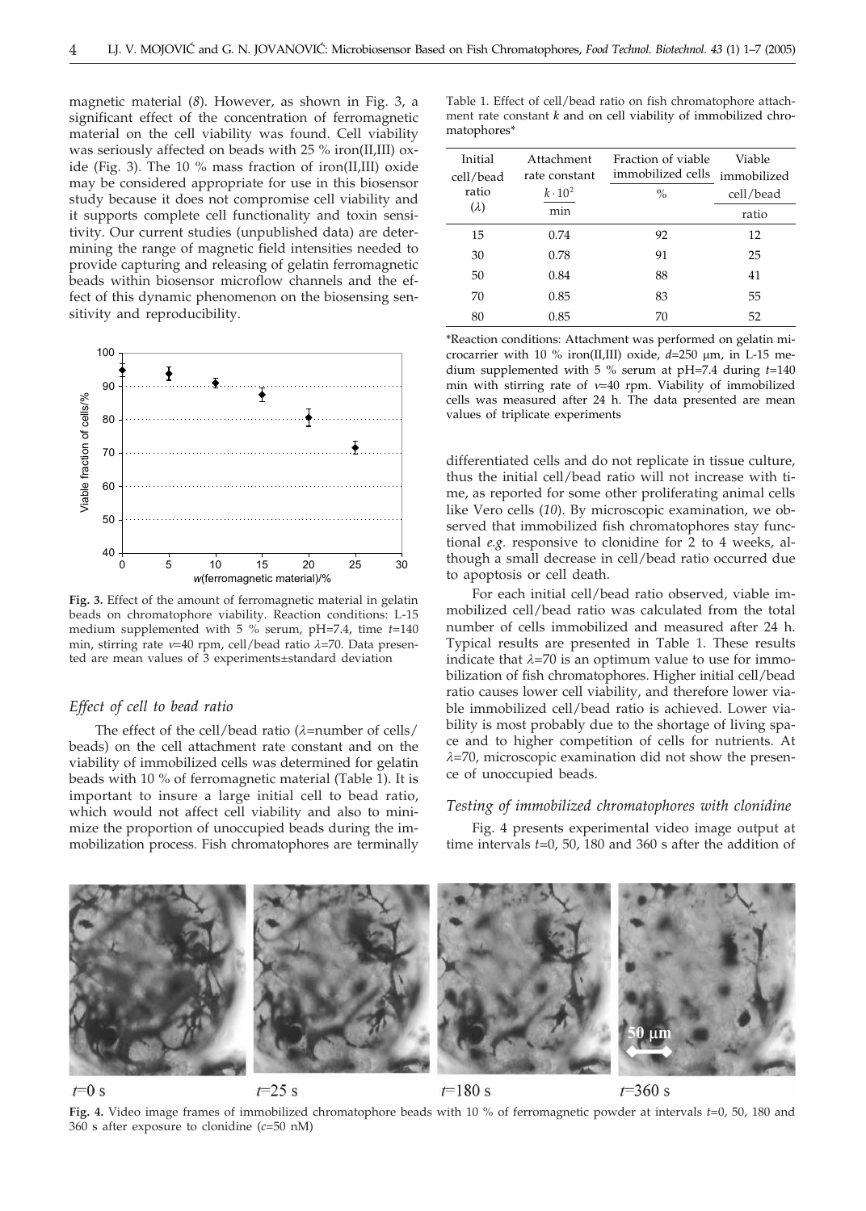magnetic material (*8*). However, as shown in Fig. 3, a significant effect of the concentration of ferromagnetic material on the cell viability was found. Cell viability was seriously affected on beads with 25 % iron(II,III) oxide (Fig. 3). The 10 % mass fraction of iron(II,III) oxide may be considered appropriate for use in this biosensor study because it does not compromise cell viability and it supports complete cell functionality and toxin sensitivity. Our current studies (unpublished data) are determining the range of magnetic field intensities needed to provide capturing and releasing of gelatin ferromagnetic beads within biosensor microflow channels and the effect of this dynamic phenomenon on the biosensing sensitivity and reproducibility.

**Fig. 3.** Effect of the amount of ferromagnetic material in gelatin beads on chromatophore viability. Reaction conditions: L-15 medium supplemented with 5 % serum, pH=7.4, time $t$=140 min, stirring rate $\nu$=40 rpm, cell/bead ratio $\lambda$=70. Data presented are mean values of 3 experiments±standard deviation

### *Effect of cell to bead ratio*

The effect of the cell/bead ratio ($\lambda$=number of cells/beads) on the cell attachment rate constant and on the viability of immobilized cells was determined for gelatin beads with 10 % of ferromagnetic material (Table 1). It is important to insure a large initial cell to bead ratio, which would not affect cell viability and also to minimize the proportion of unoccupied beads during the immobilization process. Fish chromatophores are terminally differentiated cells and do not replicate in tissue culture, thus the initial cell/bead ratio will not increase with time, as reported for some other proliferating animal cells like Vero cells (*10*). By microscopic examination, we observed that immobilized fish chromatophores stay functional *e.g.* responsive to clonidine for 2 to 4 weeks, although a small decrease in cell/bead ratio occurred due to apoptosis or cell death.

Table 1. Effect of cell/bead ratio on fish chromatophore attachment rate constant $k$ and on cell viability of immobilized chromatophores*

| Initial cell/bead ratio ($\lambda$) | Attachment rate constant $\frac{k \cdot 10^2}{\text{min}}$ | Fraction of viable immobilized cells / % | Viable immobilized cell/bead ratio |
|---|---|---|---|
| 15 | 0.74 | 92 | 12 |
| 30 | 0.78 | 91 | 25 |
| 50 | 0.84 | 88 | 41 |
| 70 | 0.85 | 83 | 55 |
| 80 | 0.85 | 70 | 52 |

*Reaction conditions: Attachment was performed on gelatin microcarrier with 10 % iron(II,III) oxide, $d$=250 μm, in L-15 medium supplemented with 5 % serum at pH=7.4 during $t$=140 min with stirring rate of $\nu$=40 rpm. Viability of immobilized cells was measured after 24 h. The data presented are mean values of triplicate experiments

For each initial cell/bead ratio observed, viable immobilized cell/bead ratio was calculated from the total number of cells immobilized and measured after 24 h. Typical results are presented in Table 1. These results indicate that $\lambda$=70 is an optimum value to use for immobilization of fish chromatophores. Higher initial cell/bead ratio causes lower cell viability, and therefore lower viable immobilized cell/bead ratio is achieved. Lower viability is most probably due to the shortage of living space and to higher competition of cells for nutrients. At $\lambda$=70, microscopic examination did not show the presence of unoccupied beads.

### *Testing of immobilized chromatophores with clonidine*

Fig. 4 presents experimental video image output at time intervals $t$=0, 50, 180 and 360 s after the addition of

**Fig. 4.** Video image frames of immobilized chromatophore beads with 10 % of ferromagnetic powder at intervals $t$=0, 50, 180 and 360 s after exposure to clonidine ($c$=50 nM)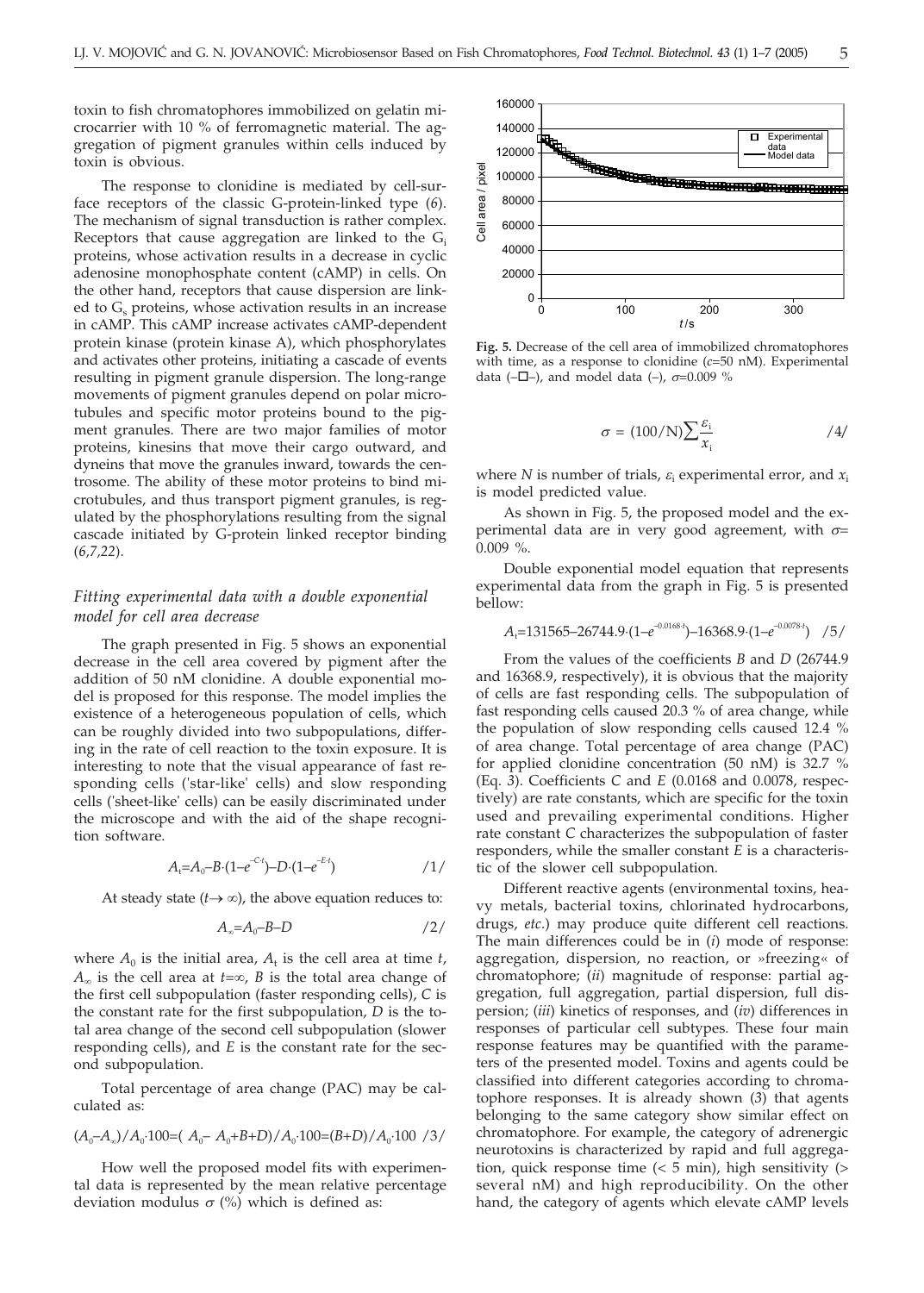toxin to fish chromatophores immobilized on gelatin microcarrier with 10 % of ferromagnetic material. The aggregation of pigment granules within cells induced by toxin is obvious.

The response to clonidine is mediated by cell-surface receptors of the classic G-protein-linked type (*6*). The mechanism of signal transduction is rather complex. Receptors that cause aggregation are linked to the $G_i$ proteins, whose activation results in a decrease in cyclic adenosine monophosphate content (cAMP) in cells. On the other hand, receptors that cause dispersion are linked to $G_s$ proteins, whose activation results in an increase in cAMP. This cAMP increase activates cAMP-dependent protein kinase (protein kinase A), which phosphorylates and activates other proteins, initiating a cascade of events resulting in pigment granule dispersion. The long-range movements of pigment granules depend on polar microtubules and specific motor proteins bound to the pigment granules. There are two major families of motor proteins, kinesins that move their cargo outward, and dyneins that move the granules inward, towards the centrosome. The ability of these motor proteins to bind microtubules, and thus transport pigment granules, is regulated by the phosphorylations resulting from the signal cascade initiated by G-protein linked receptor binding (*6,7,22*).

### *Fitting experimental data with a double exponential model for cell area decrease*

The graph presented in Fig. 5 shows an exponential decrease in the cell area covered by pigment after the addition of 50 nM clonidine. A double exponential model is proposed for this response. The model implies the existence of a heterogeneous population of cells, which can be roughly divided into two subpopulations, differing in the rate of cell reaction to the toxin exposure. It is interesting to note that the visual appearance of fast responding cells ('star-like' cells) and slow responding cells ('sheet-like' cells) can be easily discriminated under the microscope and with the aid of the shape recognition software.

$$A_t = A_0 - B \cdot (1 - e^{-C \cdot t}) - D \cdot (1 - e^{-E \cdot t}) \qquad /1/$$

At steady state ($t \rightarrow \infty$), the above equation reduces to:

$$A_\infty = A_0 - B - D \qquad /2/$$

where $A_0$ is the initial area, $A_t$ is the cell area at time $t$, $A_\infty$ is the cell area at $t=\infty$, $B$ is the total area change of the first cell subpopulation (faster responding cells), $C$ is the constant rate for the first subpopulation, $D$ is the total area change of the second cell subpopulation (slower responding cells), and $E$ is the constant rate for the second subpopulation.

Total percentage of area change (PAC) may be calculated as:

$$(A_0 - A_\infty)/A_0 \cdot 100 = (A_0 - A_0 + B + D)/A_0 \cdot 100 = (B + D)/A_0 \cdot 100 \quad /3/$$

How well the proposed model fits with experimental data is represented by the mean relative percentage deviation modulus $\sigma$ (%) which is defined as:

**Fig. 5.** Decrease of the cell area of immobilized chromatophores with time, as a response to clonidine ($c$=50 nM). Experimental data (–□–), and model data (–), $\sigma$=0.009 %

$$\sigma = (100/N) \sum \frac{\varepsilon_i}{x_i} \qquad /4/$$

where $N$ is number of trials, $\varepsilon_i$ experimental error, and $x_i$ is model predicted value.

As shown in Fig. 5, the proposed model and the experimental data are in very good agreement, with $\sigma$= 0.009 %.

Double exponential model equation that represents experimental data from the graph in Fig. 5 is presented bellow:

$$A_t = 131565 - 26744.9 \cdot (1 - e^{-0.0168 \cdot t}) - 16368.9 \cdot (1 - e^{-0.0078 \cdot t}) \quad /5/$$

From the values of the coefficients $B$ and $D$ (26744.9 and 16368.9, respectively), it is obvious that the majority of cells are fast responding cells. The subpopulation of fast responding cells caused 20.3 % of area change, while the population of slow responding cells caused 12.4 % of area change. Total percentage of area change (PAC) for applied clonidine concentration (50 nM) is 32.7 % (Eq. *3*). Coefficients $C$ and $E$ (0.0168 and 0.0078, respectively) are rate constants, which are specific for the toxin used and prevailing experimental conditions. Higher rate constant $C$ characterizes the subpopulation of faster responders, while the smaller constant $E$ is a characteristic of the slower cell subpopulation.

Different reactive agents (environmental toxins, heavy metals, bacterial toxins, chlorinated hydrocarbons, drugs, *etc.*) may produce quite different cell reactions. The main differences could be in (*i*) mode of response: aggregation, dispersion, no reaction, or »freezing« of chromatophore; (*ii*) magnitude of response: partial aggregation, full aggregation, partial dispersion, full dispersion; (*iii*) kinetics of responses, and (*iv*) differences in responses of particular cell subtypes. These four main response features may be quantified with the parameters of the presented model. Toxins and agents could be classified into different categories according to chromatophore responses. It is already shown (*3*) that agents belonging to the same category show similar effect on chromatophore. For example, the category of adrenergic neurotoxins is characterized by rapid and full aggregation, quick response time (< 5 min), high sensitivity (> several nM) and high reproducibility. On the other hand, the category of agents which elevate cAMP levels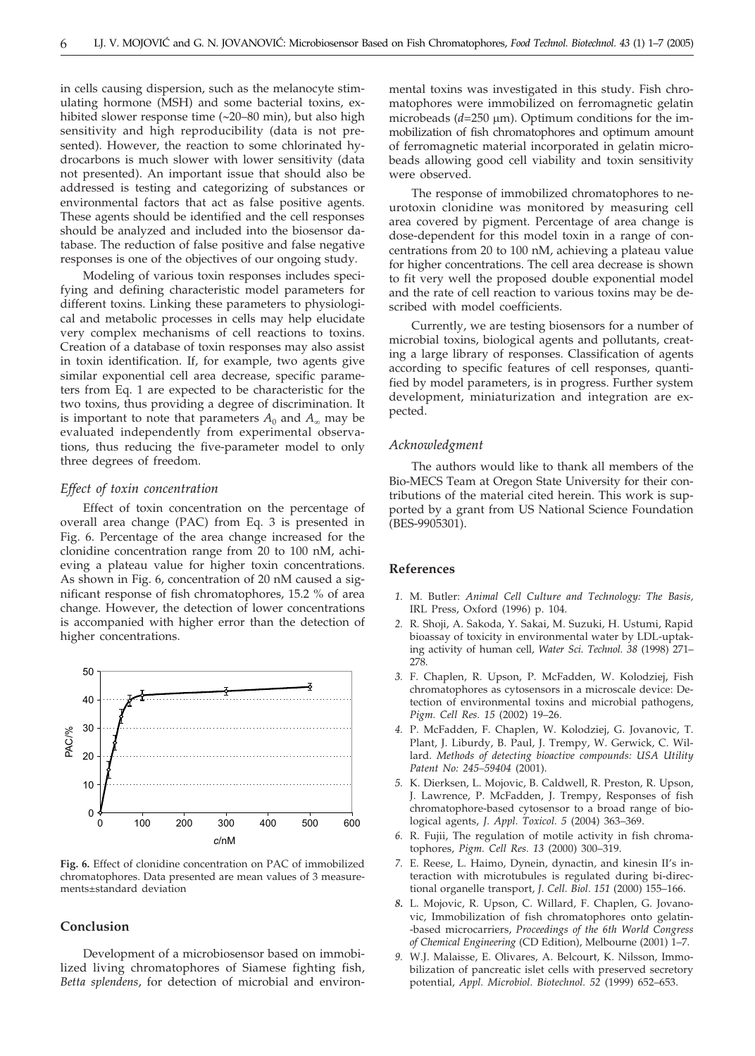in cells causing dispersion, such as the melanocyte stimulating hormone (MSH) and some bacterial toxins, exhibited slower response time (~20–80 min), but also high sensitivity and high reproducibility (data is not presented). However, the reaction to some chlorinated hydrocarbons is much slower with lower sensitivity (data not presented). An important issue that should also be addressed is testing and categorizing of substances or environmental factors that act as false positive agents. These agents should be identified and the cell responses should be analyzed and included into the biosensor database. The reduction of false positive and false negative responses is one of the objectives of our ongoing study.

Modeling of various toxin responses includes specifying and defining characteristic model parameters for different toxins. Linking these parameters to physiological and metabolic processes in cells may help elucidate very complex mechanisms of cell reactions to toxins. Creation of a database of toxin responses may also assist in toxin identification. If, for example, two agents give similar exponential cell area decrease, specific parameters from Eq. 1 are expected to be characteristic for the two toxins, thus providing a degree of discrimination. It is important to note that parameters $A_0$ and $A_\infty$ may be evaluated independently from experimental observations, thus reducing the five-parameter model to only three degrees of freedom.

### *Effect of toxin concentration*

Effect of toxin concentration on the percentage of overall area change (PAC) from Eq. 3 is presented in Fig. 6. Percentage of the area change increased for the clonidine concentration range from 20 to 100 nM, achieving a plateau value for higher toxin concentrations. As shown in Fig. 6, concentration of 20 nM caused a significant response of fish chromatophores, 15.2 % of area change. However, the detection of lower concentrations is accompanied with higher error than the detection of higher concentrations.

**Fig. 6.** Effect of clonidine concentration on PAC of immobilized chromatophores. Data presented are mean values of 3 measurements±standard deviation

## Conclusion

Development of a microbiosensor based on immobilized living chromatophores of Siamese fighting fish, *Betta splendens*, for detection of microbial and environmental toxins was investigated in this study. Fish chromatophores were immobilized on ferromagnetic gelatin microbeads ($d$=250 μm). Optimum conditions for the immobilization of fish chromatophores and optimum amount of ferromagnetic material incorporated in gelatin microbeads allowing good cell viability and toxin sensitivity were observed.

The response of immobilized chromatophores to neurotoxin clonidine was monitored by measuring cell area covered by pigment. Percentage of area change is dose-dependent for this model toxin in a range of concentrations from 20 to 100 nM, achieving a plateau value for higher concentrations. The cell area decrease is shown to fit very well the proposed double exponential model and the rate of cell reaction to various toxins may be described with model coefficients.

Currently, we are testing biosensors for a number of microbial toxins, biological agents and pollutants, creating a large library of responses. Classification of agents according to specific features of cell responses, quantified by model parameters, is in progress. Further system development, miniaturization and integration are expected.

### *Acknowledgment*

The authors would like to thank all members of the Bio-MECS Team at Oregon State University for their contributions of the material cited herein. This work is supported by a grant from US National Science Foundation (BES-9905301).

## References

1. M. Butler: *Animal Cell Culture and Technology: The Basis,* IRL Press, Oxford (1996) p. 104.
2. R. Shoji, A. Sakoda, Y. Sakai, M. Suzuki, H. Ustumi, Rapid bioassay of toxicity in environmental water by LDL-uptaking activity of human cell, *Water Sci. Technol. 38* (1998) 271–278.
3. F. Chaplen, R. Upson, P. McFadden, W. Kolodziej, Fish chromatophores as cytosensors in a microscale device: Detection of environmental toxins and microbial pathogens, *Pigm. Cell Res. 15* (2002) 19–26.
4. P. McFadden, F. Chaplen, W. Kolodziej, G. Jovanovic, T. Plant, J. Liburdy, B. Paul, J. Trempy, W. Gerwick, C. Willard. *Methods of detecting bioactive compounds: USA Utility Patent No: 245–59404* (2001).
5. K. Dierksen, L. Mojovic, B. Caldwell, R. Preston, R. Upson, J. Lawrence, P. McFadden, J. Trempy, Responses of fish chromatophore-based cytosensor to a broad range of biological agents, *J. Appl. Toxicol. 5* (2004) 363–369.
6. R. Fujii, The regulation of motile activity in fish chromatophores, *Pigm. Cell Res. 13* (2000) 300–319.
7. E. Reese, L. Haimo, Dynein, dynactin, and kinesin II's interaction with microtubules is regulated during bi-directional organelle transport, *J. Cell. Biol. 151* (2000) 155–166.
8. L. Mojovic, R. Upson, C. Willard, F. Chaplen, G. Jovanovic, Immobilization of fish chromatophores onto gelatin-based microcarriers, *Proceedings of the 6th World Congress of Chemical Engineering* (CD Edition), Melbourne (2001) 1–7.
9. W.J. Malaisse, E. Olivares, A. Belcourt, K. Nilsson, Immobilization of pancreatic islet cells with preserved secretory potential, *Appl. Microbiol. Biotechnol. 52* (1999) 652–653.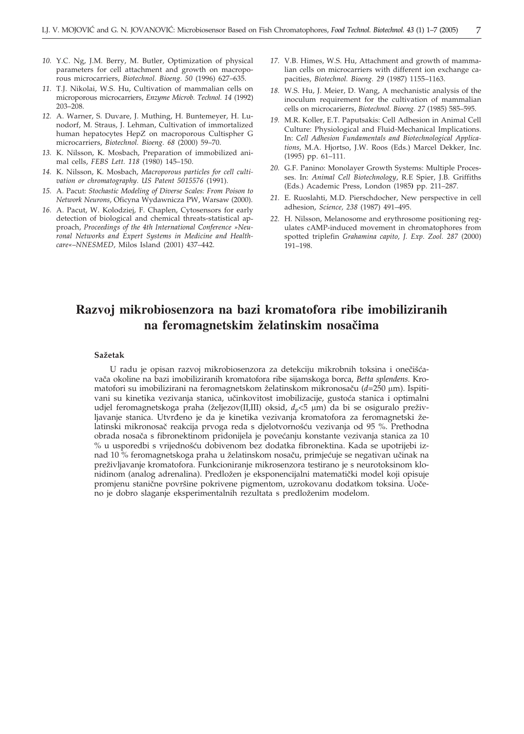10. Y.C. Ng, J.M. Berry, M. Butler, Optimization of physical parameters for cell attachment and growth on macroporous microcarriers, *Biotechnol. Bioeng. 50* (1996) 627–635.
11. T.J. Nikolai, W.S. Hu, Cultivation of mammalian cells on microporous microcarriers, *Enzyme Microb. Technol. 14* (1992) 203–208.
12. A. Warner, S. Duvare, J. Muthing, H. Buntemeyer, H. Lunodorf, M. Straus, J. Lehman, Cultivation of immortalized human hepatocytes HepZ on macroporous Cultispher G microcarriers, *Biotechnol. Bioeng. 68* (2000) 59–70.
13. K. Nilsson, K. Mosbach, Preparation of immobilized animal cells, *FEBS Lett. 118* (1980) 145–150.
14. K. Nilsson, K. Mosbach, *Macroporous particles for cell cultivation or chromatography*. *US Patent 5015576* (1991).
15. A. Pacut: *Stochastic Modeling of Diverse Scales: From Poison to Network Neurons*, Oficyna Wydawnicza PW, Warsaw (2000).
16. A. Pacut, W. Kolodziej, F. Chaplen, Cytosensors for early detection of biological and chemical threats-statistical approach, *Proceedings of the 4th International Conference »Neuronal Networks and Expert Systems in Medicine and Healthcare«–NNESMED*, Milos Island (2001) 437–442.
17. V.B. Himes, W.S. Hu, Attachment and growth of mammalian cells on microcarriers with different ion exchange capacities, *Biotechnol. Bioeng. 29* (1987) 1155–1163.
18. W.S. Hu, J. Meier, D. Wang, A mechanistic analysis of the inoculum requirement for the cultivation of mammalian cells on microcarierrs, *Biotechnol. Bioeng. 27* (1985) 585–595.
19. M.R. Koller, E.T. Paputsakis: Cell Adhesion in Animal Cell Culture: Physiological and Fluid-Mechanical Implications. In: *Cell Adhesion Fundamentals and Biotechnological Applications*, M.A. Hjortso, J.W. Roos (Eds.) Marcel Dekker, Inc. (1995) pp. 61–111.
20. G.F. Panino: Monolayer Growth Systems: Multiple Processes. In: *Animal Cell Biotechnology*, R.E Spier, J.B. Griffiths (Eds.) Academic Press, London (1985) pp. 211–287.
21. E. Ruoslahti, M.D. Pierschdocher, New perspective in cell adhesion, *Science, 238* (1987) 491–495.
22. H. Nilsson, Melanosome and erythrosome positioning regulates cAMP-induced movement in chromatophores from spotted triplefin *Grahamina capito, J. Exp. Zool. 287* (2000) 191–198.

# Razvoj mikrobiosenzora na bazi kromatofora ribe imobiliziranih na feromagnetskim želatinskim nosačima

### Sažetak

U radu je opisan razvoj mikrobiosenzora za detekciju mikrobnih toksina i onečišćavača okoline na bazi imobiliziranih kromatofora ribe sijamskoga borca, *Betta splendens*. Kromatofori su imobilizirani na feromagnetskom želatinskom mikronosaču ($d$=250 μm). Ispitivani su kinetika vezivanja stanica, učinkovitost imobilizacije, gustoća stanica i optimalni udjel feromagnetskoga praha (željezov(II,III) oksid, $d_p$<5 μm) da bi se osiguralo preživljavanje stanica. Utvrđeno je da je kinetika vezivanja kromatofora za feromagnetski želatinski mikronosač reakcija prvoga reda s djelotvornošću vezivanja od 95 %. Prethodna obrada nosača s fibronektinom pridonijela je povećanju konstante vezivanja stanica za 10 % u usporedbi s vrijednošću dobivenom bez dodatka fibronektina. Kada se upotrijebi iznad 10 % feromagnetskoga praha u želatinskom nosaču, primjećuje se negativan učinak na preživljavanje kromatofora. Funkcioniranje mikrosenzora testirano je s neurotoksinom klonidinom (analog adrenalina). Predložen je eksponencijalni matematički model koji opisuje promjenu stanične površine pokrivene pigmentom, uzrokovanu dodatkom toksina. Uočeno je dobro slaganje eksperimentalnih rezultata s predloženim modelom.